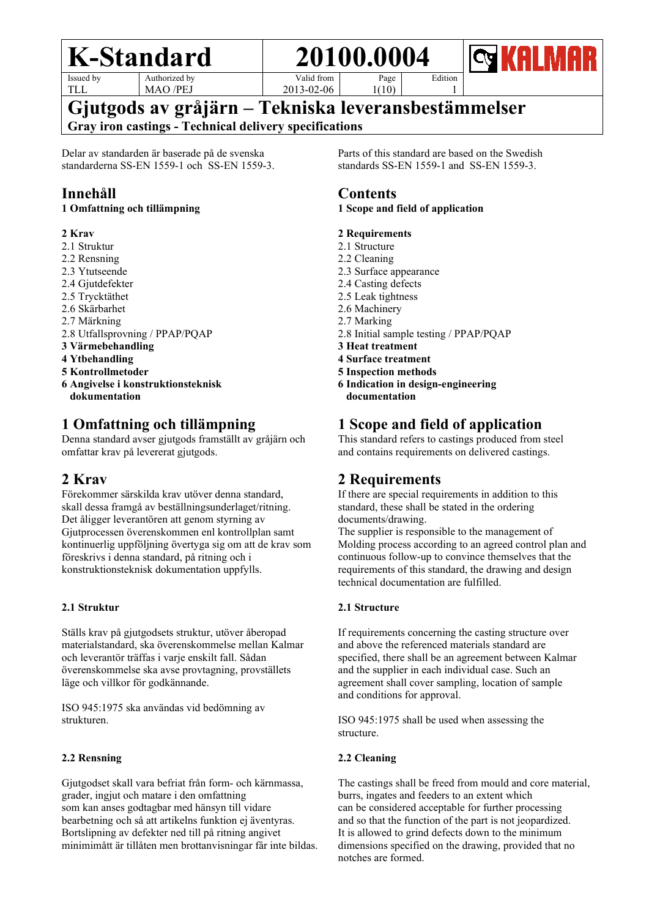| K-Standard | | 20100.0004 | | | KALMAR |
|---|---|---|---|---|---|
| Issued by | Authorized by | Valid from | Page | Edition | |
| TLL | MAO /PEJ | 2013-02-06 | 1(10) | 1 | |

# Gjutgods av gråjärn – Tekniska leveransbestämmelser

**Gray iron castings - Technical delivery specifications**

Delar av standarden är baserade på de svenska standarderna SS-EN 1559-1 och SS-EN 1559-3.

## Innehåll

**1 Omfattning och tillämpning**

**2 Krav**
2.1 Struktur
2.2 Rensning
2.3 Ytutseende
2.4 Gjutdefekter
2.5 Trycktäthet
2.6 Skärbarhet
2.7 Märkning
2.8 Utfallsprovning / PPAP/PQAP
**3 Värmebehandling**
**4 Ytbehandling**
**5 Kontrollmetoder**
**6 Angivelse i konstruktionsteknisk dokumentation**

## 1 Omfattning och tillämpning

Denna standard avser gjutgods framställt av gråjärn och omfattar krav på levererat gjutgods.

## 2 Krav

Förekommer särskilda krav utöver denna standard, skall dessa framgå av beställningsunderlaget/ritning. Det åligger leverantören att genom styrning av Gjutprocessen överenskommen enl kontrollplan samt kontinuerlig uppföljning övertyga sig om att de krav som föreskrivs i denna standard, på ritning och i konstruktionsteknisk dokumentation uppfylls.

### 2.1 Struktur

Ställs krav på gjutgodsets struktur, utöver åberopad materialstandard, ska överenskommelse mellan Kalmar och leverantör träffas i varje enskilt fall. Sådan överenskommelse ska avse provtagning, provställets läge och villkor för godkännande.

ISO 945:1975 ska användas vid bedömning av strukturen.

### 2.2 Rensning

Gjutgodset skall vara befriat från form- och kärnmassa, grader, ingjut och matare i den omfattning som kan anses godtagbar med hänsyn till vidare bearbetning och så att artikelns funktion ej äventyras. Bortslipning av defekter ned till på ritning angivet minimimått är tillåten men brottanvisningar får inte bildas.

---

Parts of this standard are based on the Swedish standards SS-EN 1559-1 and SS-EN 1559-3.

## Contents

**1 Scope and field of application**

**2 Requirements**
2.1 Structure
2.2 Cleaning
2.3 Surface appearance
2.4 Casting defects
2.5 Leak tightness
2.6 Machinery
2.7 Marking
2.8 Initial sample testing / PPAP/PQAP
**3 Heat treatment**
**4 Surface treatment**
**5 Inspection methods**
**6 Indication in design-engineering documentation**

## 1 Scope and field of application

This standard refers to castings produced from steel and contains requirements on delivered castings.

## 2 Requirements

If there are special requirements in addition to this standard, these shall be stated in the ordering documents/drawing.
The supplier is responsible to the management of Molding process according to an agreed control plan and continuous follow-up to convince themselves that the requirements of this standard, the drawing and design technical documentation are fulfilled.

### 2.1 Structure

If requirements concerning the casting structure over and above the referenced materials standard are specified, there shall be an agreement between Kalmar and the supplier in each individual case. Such an agreement shall cover sampling, location of sample and conditions for approval.

ISO 945:1975 shall be used when assessing the structure.

### 2.2 Cleaning

The castings shall be freed from mould and core material, burrs, ingates and feeders to an extent which can be considered acceptable for further processing and so that the function of the part is not jeopardized.
It is allowed to grind defects down to the minimum dimensions specified on the drawing, provided that no notches are formed.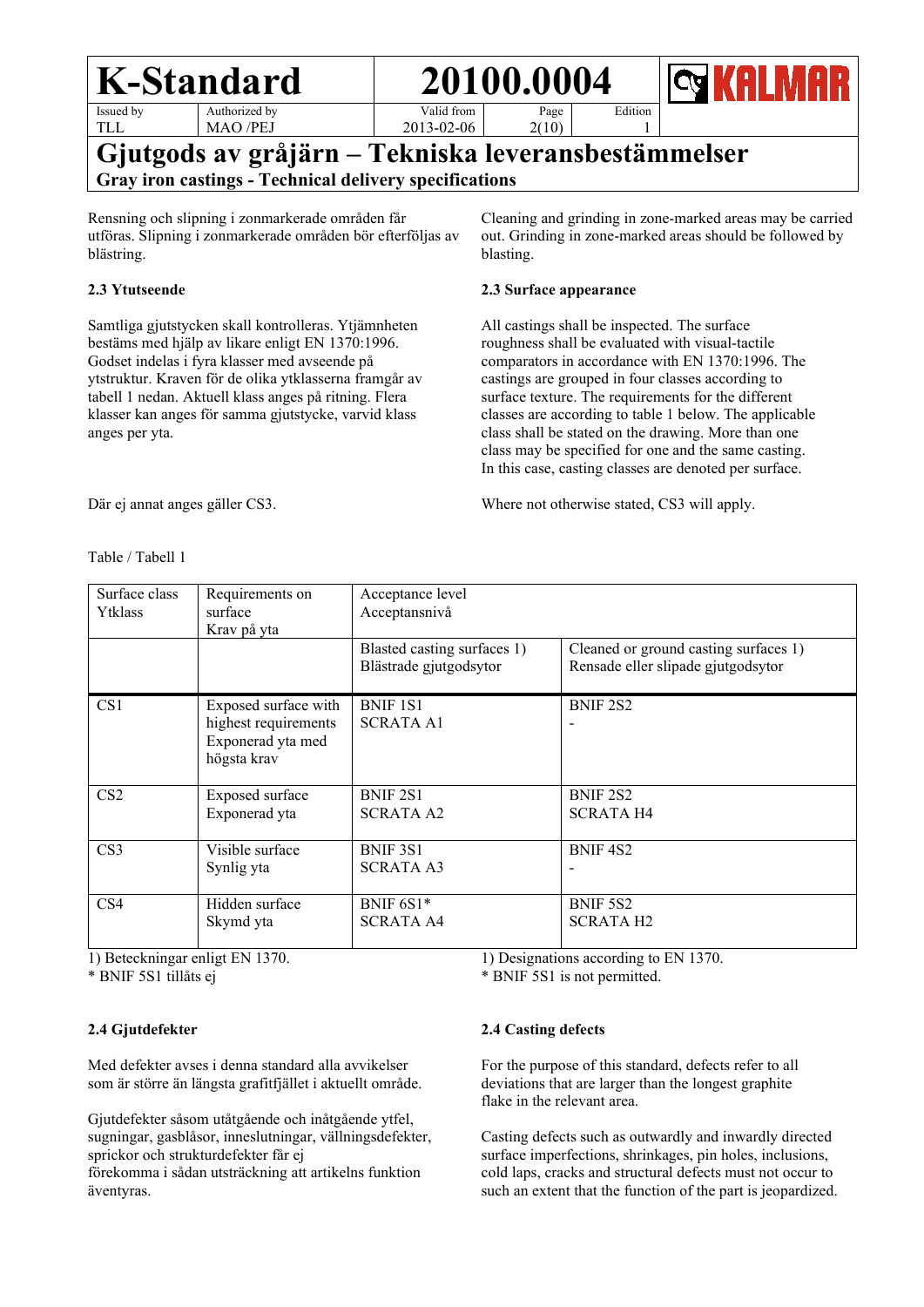Rensning och slipning i zonmarkerade områden får utföras. Slipning i zonmarkerade områden bör efterföljas av blästring.

Cleaning and grinding in zone-marked areas may be carried out. Grinding in zone-marked areas should be followed by blasting.

### 2.3 Ytutseende

Samtliga gjutstycken skall kontrolleras. Ytjämnheten bestäms med hjälp av likare enligt EN 1370:1996. Godset indelas i fyra klasser med avseende på ytstruktur. Kraven för de olika ytklasserna framgår av tabell 1 nedan. Aktuell klass anges på ritning. Flera klasser kan anges för samma gjutstycke, varvid klass anges per yta.

Där ej annat anges gäller CS3.

### 2.3 Surface appearance

All castings shall be inspected. The surface roughness shall be evaluated with visual-tactile comparators in accordance with EN 1370:1996. The castings are grouped in four classes according to surface texture. The requirements for the different classes are according to table 1 below. The applicable class shall be stated on the drawing. More than one class may be specified for one and the same casting. In this case, casting classes are denoted per surface.

Where not otherwise stated, CS3 will apply.

Table / Tabell 1

| Surface class<br>Ytklass | Requirements on surface<br>Krav på yta | Acceptance level<br>Acceptansnivå | |
|---|---|---|---|
| | | Blasted casting surfaces 1)<br>Blästrade gjutgodsytor | Cleaned or ground casting surfaces 1)<br>Rensade eller slipade gjutgodsytor |
| CS1 | Exposed surface with highest requirements<br>Exponerad yta med högsta krav | BNIF 1S1<br>SCRATA A1 | BNIF 2S2<br>- |
| CS2 | Exposed surface<br>Exponerad yta | BNIF 2S1<br>SCRATA A2 | BNIF 2S2<br>SCRATA H4 |
| CS3 | Visible surface<br>Synlig yta | BNIF 3S1<br>SCRATA A3 | BNIF 4S2<br>- |
| CS4 | Hidden surface<br>Skymd yta | BNIF 6S1*<br>SCRATA A4 | BNIF 5S2<br>SCRATA H2 |

1) Beteckningar enligt EN 1370.
* BNIF 5S1 tillåts ej

1) Designations according to EN 1370.
* BNIF 5S1 is not permitted.

### 2.4 Gjutdefekter

Med defekter avses i denna standard alla avvikelser som är större än längsta grafitfjället i aktuellt område.

Gjutdefekter såsom utåtgående och inåtgående ytfel, sugningar, gasblåsor, inneslutningar, vällningsdefekter, sprickor och strukturdefekter får ej förekomma i sådan utsträckning att artikelns funktion äventyras.

### 2.4 Casting defects

For the purpose of this standard, defects refer to all deviations that are larger than the longest graphite flake in the relevant area.

Casting defects such as outwardly and inwardly directed surface imperfections, shrinkages, pin holes, inclusions, cold laps, cracks and structural defects must not occur to such an extent that the function of the part is jeopardized.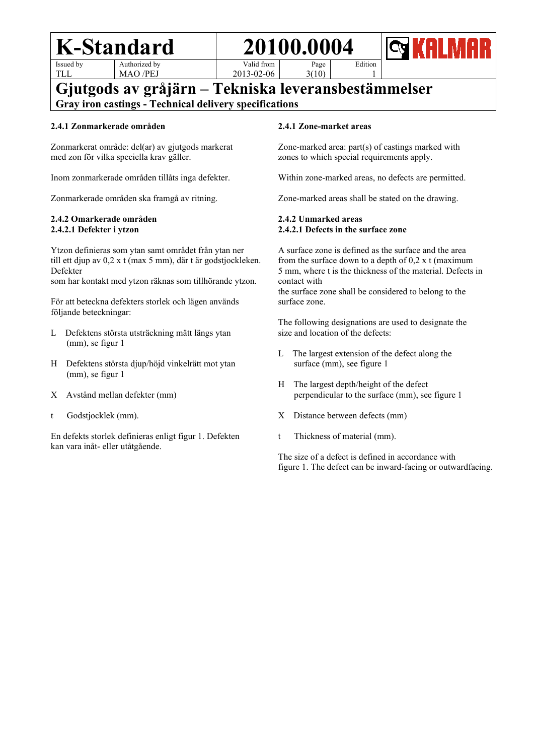# Gjutgods av gråjärn – Tekniska leveransbestämmelser

**Gray iron castings - Technical delivery specifications**

### 2.4.1 Zonmarkerade områden

Zonmarkerat område: del(ar) av gjutgods markerat med zon för vilka speciella krav gäller.

Inom zonmarkerade områden tillåts inga defekter.

Zonmarkerade områden ska framgå av ritning.

### 2.4.2 Omarkerade områden

#### 2.4.2.1 Defekter i ytzon

Ytzon definieras som ytan samt området från ytan ner till ett djup av 0,2 x t (max 5 mm), där t är godstjockleken. Defekter som har kontakt med ytzon räknas som tillhörande ytzon.

För att beteckna defekters storlek och lägen används följande beteckningar:

- L  Defektens största utsträckning mätt längs ytan (mm), se figur 1
- H  Defektens största djup/höjd vinkelrätt mot ytan (mm), se figur 1
- X  Avstånd mellan defekter (mm)
- t  Godstjocklek (mm).

En defekts storlek definieras enligt figur 1. Defekten kan vara inåt- eller utåtgående.

### 2.4.1 Zone-market areas

Zone-marked area: part(s) of castings marked with zones to which special requirements apply.

Within zone-marked areas, no defects are permitted.

Zone-marked areas shall be stated on the drawing.

### 2.4.2 Unmarked areas

#### 2.4.2.1 Defects in the surface zone

A surface zone is defined as the surface and the area from the surface down to a depth of 0,2 x t (maximum 5 mm, where t is the thickness of the material. Defects in contact with the surface zone shall be considered to belong to the surface zone.

The following designations are used to designate the size and location of the defects:

- L  The largest extension of the defect along the surface (mm), see figure 1
- H  The largest depth/height of the defect perpendicular to the surface (mm), see figure 1
- X  Distance between defects (mm)
- t  Thickness of material (mm).

The size of a defect is defined in accordance with figure 1. The defect can be inward-facing or outwardfacing.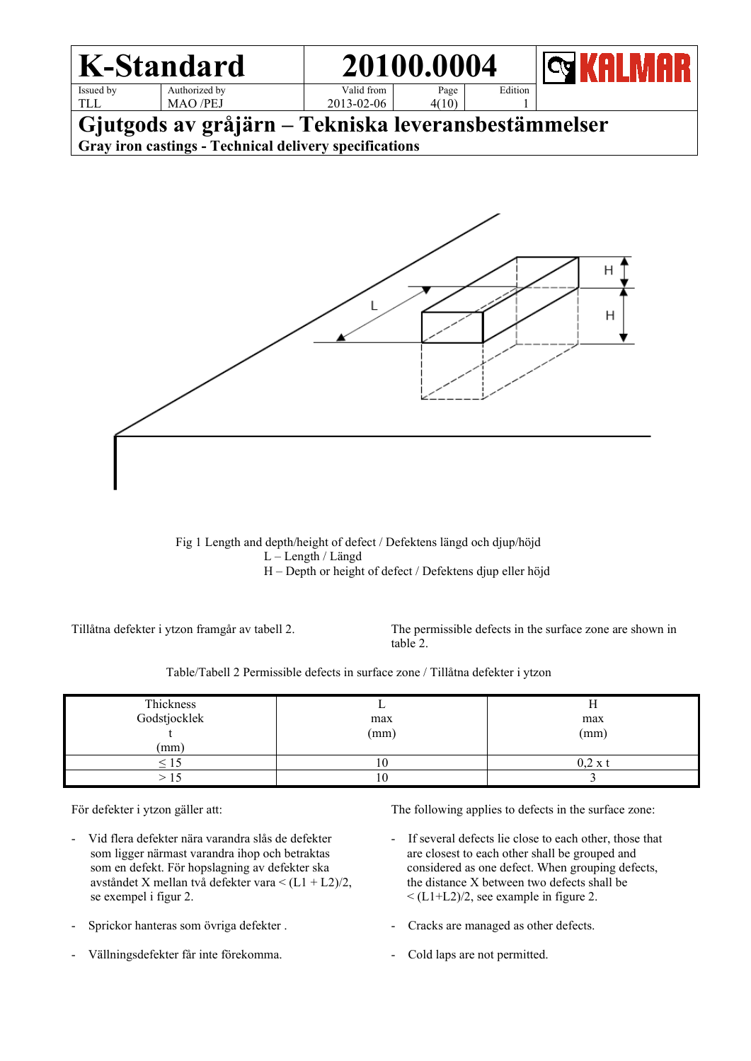Fig 1 Length and depth/height of defect / Defektens längd och djup/höjd
L – Length / Längd
H – Depth or height of defect / Defektens djup eller höjd

Tillåtna defekter i ytzon framgår av tabell 2.

The permissible defects in the surface zone are shown in table 2.

Table/Tabell 2 Permissible defects in surface zone / Tillåtna defekter i ytzon

| Thickness Godstjocklek t (mm) | L max (mm) | H max (mm) |
|---|---|---|
| ≤ 15 | 10 | 0,2 x t |
| > 15 | 10 | 3 |

För defekter i ytzon gäller att:

- Vid flera defekter nära varandra slås de defekter som ligger närmast varandra ihop och betraktas som en defekt. För hopslagning av defekter ska avståndet X mellan två defekter vara < (L1 + L2)/2, se exempel i figur 2.
- Sprickor hanteras som övriga defekter .
- Vällningsdefekter får inte förekomma.

The following applies to defects in the surface zone:

- If several defects lie close to each other, those that are closest to each other shall be grouped and considered as one defect. When grouping defects, the distance X between two defects shall be < (L1+L2)/2, see example in figure 2.
- Cracks are managed as other defects.
- Cold laps are not permitted.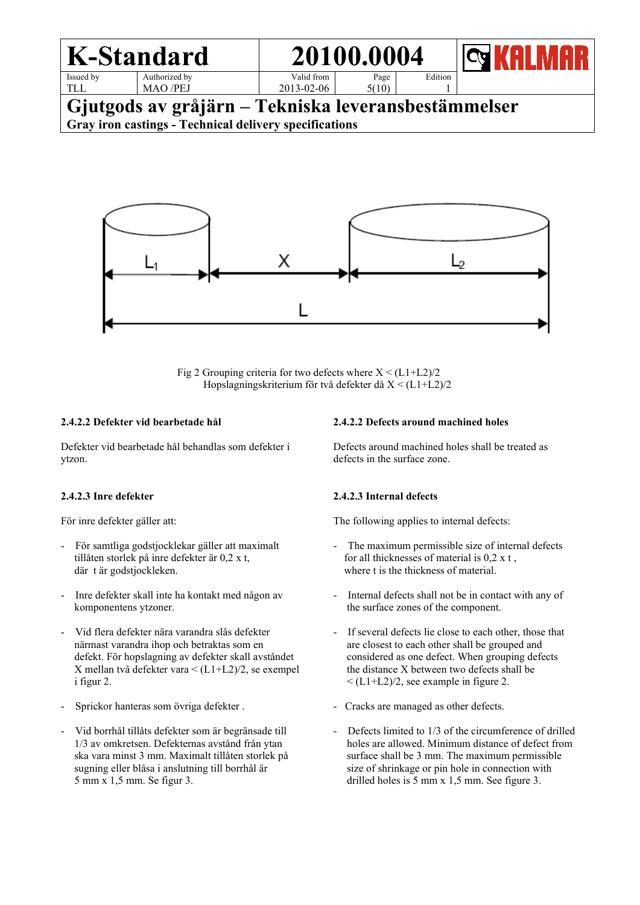Fig 2 Grouping criteria for two defects where X < (L1+L2)/2
Hopslagningskriterium för två defekter då X < (L1+L2)/2

#### 2.4.2.2 Defekter vid bearbetade hål

Defekter vid bearbetade hål behandlas som defekter i ytzon.

#### 2.4.2.2 Defects around machined holes

Defects around machined holes shall be treated as defects in the surface zone.

#### 2.4.2.3 Inre defekter

För inre defekter gäller att:

- För samtliga godstjocklekar gäller att maximalt tillåten storlek på inre defekter är 0,2 x t, där t är godstjockleken.
- Inre defekter skall inte ha kontakt med någon av komponentens ytzoner.
- Vid flera defekter nära varandra slås defekter närmast varandra ihop och betraktas som en defekt. För hopslagning av defekter skall avståndet X mellan två defekter vara < (L1+L2)/2, se exempel i figur 2.
- Sprickor hanteras som övriga defekter .
- Vid borrhål tillåts defekter som är begränsade till 1/3 av omkretsen. Defekternas avstånd från ytan ska vara minst 3 mm. Maximalt tillåten storlek på sugning eller blåsa i anslutning till borrhål är 5 mm x 1,5 mm. Se figur 3.

#### 2.4.2.3 Internal defects

The following applies to internal defects:

- The maximum permissible size of internal defects for all thicknesses of material is 0,2 x t , where t is the thickness of material.
- Internal defects shall not be in contact with any of the surface zones of the component.
- If several defects lie close to each other, those that are closest to each other shall be grouped and considered as one defect. When grouping defects the distance X between two defects shall be < (L1+L2)/2, see example in figure 2.
- Cracks are managed as other defects.
- Defects limited to 1/3 of the circumference of drilled holes are allowed. Minimum distance of defect from surface shall be 3 mm. The maximum permissible size of shrinkage or pin hole in connection with drilled holes is 5 mm x 1,5 mm. See figure 3.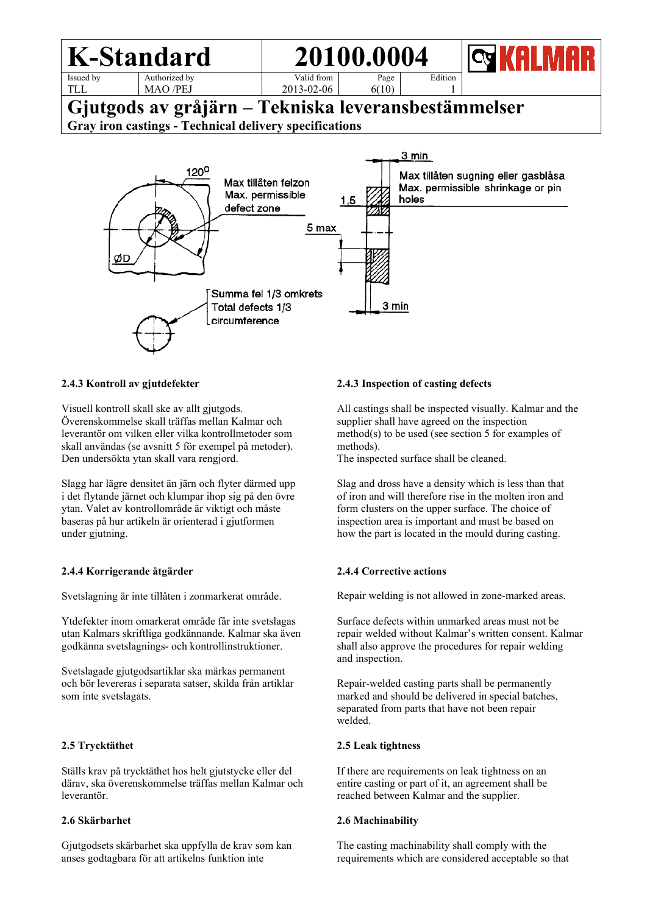# Gjutgods av gråjärn – Tekniska leveransbestämmelser

**Gray iron castings - Technical delivery specifications**

120°

Max tillåten felzon
Max. permissible defect zone

ØD

Summa fel 1/3 omkrets
Total defects 1/3 circumference

3 min

Max tillåten sugning eller gasblåsa
Max. permissible shrinkage or pin holes

1,5

5 max

3 min

### 2.4.3 Kontroll av gjutdefekter

Visuell kontroll skall ske av allt gjutgods. Överenskommelse skall träffas mellan Kalmar och leverantör om vilken eller vilka kontrollmetoder som skall användas (se avsnitt 5 för exempel på metoder). Den undersökta ytan skall vara rengjord.

Slagg har lägre densitet än järn och flyter därmed upp i det flytande järnet och klumpar ihop sig på den övre ytan. Valet av kontrollområde är viktigt och måste baseras på hur artikeln är orienterad i gjutformen under gjutning.

### 2.4.3 Inspection of casting defects

All castings shall be inspected visually. Kalmar and the supplier shall have agreed on the inspection method(s) to be used (see section 5 for examples of methods).
The inspected surface shall be cleaned.

Slag and dross have a density which is less than that of iron and will therefore rise in the molten iron and form clusters on the upper surface. The choice of inspection area is important and must be based on how the part is located in the mould during casting.

### 2.4.4 Korrigerande åtgärder

Svetslagning är inte tillåten i zonmarkerat område.

Ytdefekter inom omarkerat område får inte svetslagas utan Kalmars skriftliga godkännande. Kalmar ska även godkänna svetslagnings- och kontrollinstruktioner.

Svetslagade gjutgodsartiklar ska märkas permanent och bör levereras i separata satser, skilda från artiklar som inte svetslagats.

### 2.4.4 Corrective actions

Repair welding is not allowed in zone-marked areas.

Surface defects within unmarked areas must not be repair welded without Kalmar's written consent. Kalmar shall also approve the procedures for repair welding and inspection.

Repair-welded casting parts shall be permanently marked and should be delivered in special batches, separated from parts that have not been repair welded.

### 2.5 Trycktäthet

Ställs krav på trycktäthet hos helt gjutstycke eller del därav, ska överenskommelse träffas mellan Kalmar och leverantör.

### 2.5 Leak tightness

If there are requirements on leak tightness on an entire casting or part of it, an agreement shall be reached between Kalmar and the supplier.

### 2.6 Skärbarhet

Gjutgodsets skärbarhet ska uppfylla de krav som kan anses godtagbara för att artikelns funktion inte

### 2.6 Machinability

The casting machinability shall comply with the requirements which are considered acceptable so that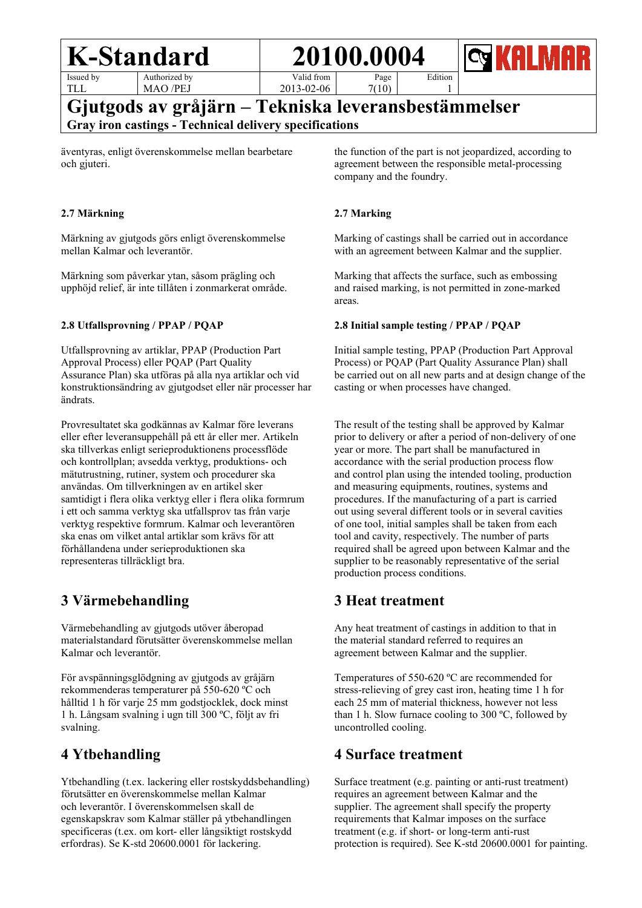äventyras, enligt överenskommelse mellan bearbetare och gjuteri.

the function of the part is not jeopardized, according to agreement between the responsible metal-processing company and the foundry.

**2.7 Märkning**

Märkning av gjutgods görs enligt överenskommelse mellan Kalmar och leverantör.

Märkning som påverkar ytan, såsom prägling och upphöjd relief, är inte tillåten i zonmarkerat område.

**2.7 Marking**

Marking of castings shall be carried out in accordance with an agreement between Kalmar and the supplier.

Marking that affects the surface, such as embossing and raised marking, is not permitted in zone-marked areas.

**2.8 Utfallsprovning / PPAP / PQAP**

Utfallsprovning av artiklar, PPAP (Production Part Approval Process) eller PQAP (Part Quality Assurance Plan) ska utföras på alla nya artiklar och vid konstruktionsändring av gjutgodset eller när processer har ändrats.

Provresultatet ska godkännas av Kalmar före leverans eller efter leveransuppehåll på ett år eller mer. Artikeln ska tillverkas enligt serieproduktionens processflöde och kontrollplan; avsedda verktyg, produktions- och mätutrustning, rutiner, system och procedurer ska användas. Om tillverkningen av en artikel sker samtidigt i flera olika verktyg eller i flera olika formrum i ett och samma verktyg ska utfallsprov tas från varje verktyg respektive formrum. Kalmar och leverantören ska enas om vilket antal artiklar som krävs för att förhållandena under serieproduktionen ska representeras tillräckligt bra.

**2.8 Initial sample testing / PPAP / PQAP**

Initial sample testing, PPAP (Production Part Approval Process) or PQAP (Part Quality Assurance Plan) shall be carried out on all new parts and at design change of the casting or when processes have changed.

The result of the testing shall be approved by Kalmar prior to delivery or after a period of non-delivery of one year or more. The part shall be manufactured in accordance with the serial production process flow and control plan using the intended tooling, production and measuring equipments, routines, systems and procedures. If the manufacturing of a part is carried out using several different tools or in several cavities of one tool, initial samples shall be taken from each tool and cavity, respectively. The number of parts required shall be agreed upon between Kalmar and the supplier to be reasonably representative of the serial production process conditions.

# 3 Värmebehandling

Värmebehandling av gjutgods utöver åberopad materialstandard förutsätter överenskommelse mellan Kalmar och leverantör.

För avspänningsglödgning av gjutgods av gråjärn rekommenderas temperaturer på 550-620 ºC och hålltid 1 h för varje 25 mm godstjocklek, dock minst 1 h. Långsam svalning i ugn till 300 ºC, följt av fri svalning.

# 3 Heat treatment

Any heat treatment of castings in addition to that in the material standard referred to requires an agreement between Kalmar and the supplier.

Temperatures of 550-620 ºC are recommended for stress-relieving of grey cast iron, heating time 1 h for each 25 mm of material thickness, however not less than 1 h. Slow furnace cooling to 300 ºC, followed by uncontrolled cooling.

# 4 Ytbehandling

Ytbehandling (t.ex. lackering eller rostskyddsbehandling) förutsätter en överenskommelse mellan Kalmar och leverantör. I överenskommelsen skall de egenskapskrav som Kalmar ställer på ytbehandlingen specificeras (t.ex. om kort- eller långsiktigt rostskydd erfordras). Se K-std 20600.0001 för lackering.

# 4 Surface treatment

Surface treatment (e.g. painting or anti-rust treatment) requires an agreement between Kalmar and the supplier. The agreement shall specify the property requirements that Kalmar imposes on the surface treatment (e.g. if short- or long-term anti-rust protection is required). See K-std 20600.0001 for painting.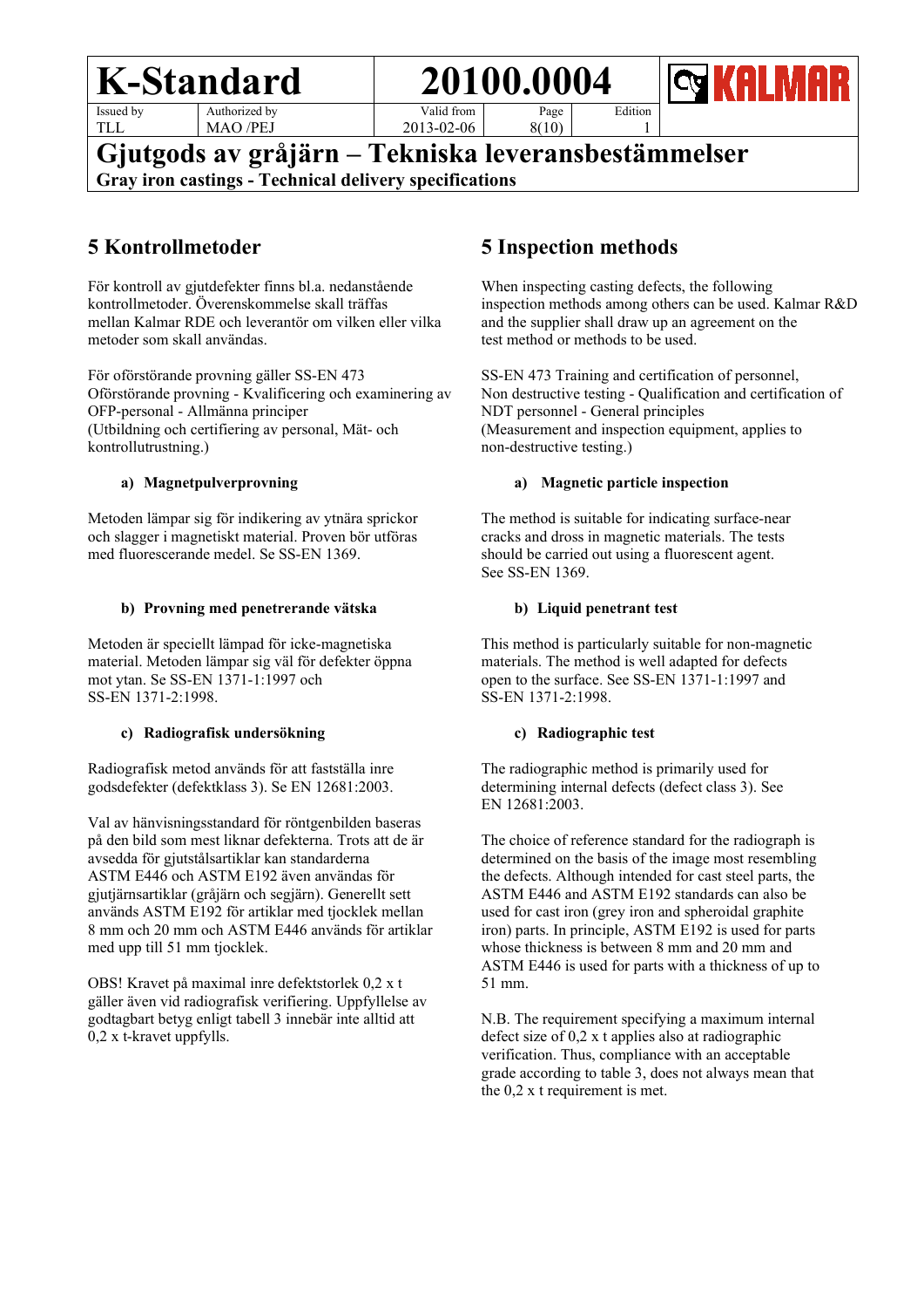## 5 Kontrollmetoder

För kontroll av gjutdefekter finns bl.a. nedanstående kontrollmetoder. Överenskommelse skall träffas mellan Kalmar RDE och leverantör om vilken eller vilka metoder som skall användas.

För oförstörande provning gäller SS-EN 473 Oförstörande provning - Kvalificering och examinering av OFP-personal - Allmänna principer (Utbildning och certifiering av personal, Mät- och kontrollutrustning.)

### a) Magnetpulverprovning

Metoden lämpar sig för indikering av ytnära sprickor och slagger i magnetiskt material. Proven bör utföras med fluorescerande medel. Se SS-EN 1369.

### b) Provning med penetrerande vätska

Metoden är speciellt lämpad för icke-magnetiska material. Metoden lämpar sig väl för defekter öppna mot ytan. Se SS-EN 1371-1:1997 och SS-EN 1371-2:1998.

### c) Radiografisk undersökning

Radiografisk metod används för att fastställa inre godsdefekter (defektklass 3). Se EN 12681:2003.

Val av hänvisningsstandard för röntgenbilden baseras på den bild som mest liknar defekterna. Trots att de är avsedda för gjutstålsartiklar kan standarderna ASTM E446 och ASTM E192 även användas för gjutjärnsartiklar (gråjärn och segjärn). Generellt sett används ASTM E192 för artiklar med tjocklek mellan 8 mm och 20 mm och ASTM E446 används för artiklar med upp till 51 mm tjocklek.

OBS! Kravet på maximal inre defektstorlek 0,2 x t gäller även vid radiografisk verifiering. Uppfyllelse av godtagbart betyg enligt tabell 3 innebär inte alltid att 0,2 x t-kravet uppfylls.

## 5 Inspection methods

When inspecting casting defects, the following inspection methods among others can be used. Kalmar R&D and the supplier shall draw up an agreement on the test method or methods to be used.

SS-EN 473 Training and certification of personnel, Non destructive testing - Qualification and certification of NDT personnel - General principles (Measurement and inspection equipment, applies to non-destructive testing.)

### a) Magnetic particle inspection

The method is suitable for indicating surface-near cracks and dross in magnetic materials. The tests should be carried out using a fluorescent agent. See SS-EN 1369.

### b) Liquid penetrant test

This method is particularly suitable for non-magnetic materials. The method is well adapted for defects open to the surface. See SS-EN 1371-1:1997 and SS-EN 1371-2:1998.

### c) Radiographic test

The radiographic method is primarily used for determining internal defects (defect class 3). See EN 12681:2003.

The choice of reference standard for the radiograph is determined on the basis of the image most resembling the defects. Although intended for cast steel parts, the ASTM E446 and ASTM E192 standards can also be used for cast iron (grey iron and spheroidal graphite iron) parts. In principle, ASTM E192 is used for parts whose thickness is between 8 mm and 20 mm and ASTM E446 is used for parts with a thickness of up to 51 mm.

N.B. The requirement specifying a maximum internal defect size of 0,2 x t applies also at radiographic verification. Thus, compliance with an acceptable grade according to table 3, does not always mean that the 0,2 x t requirement is met.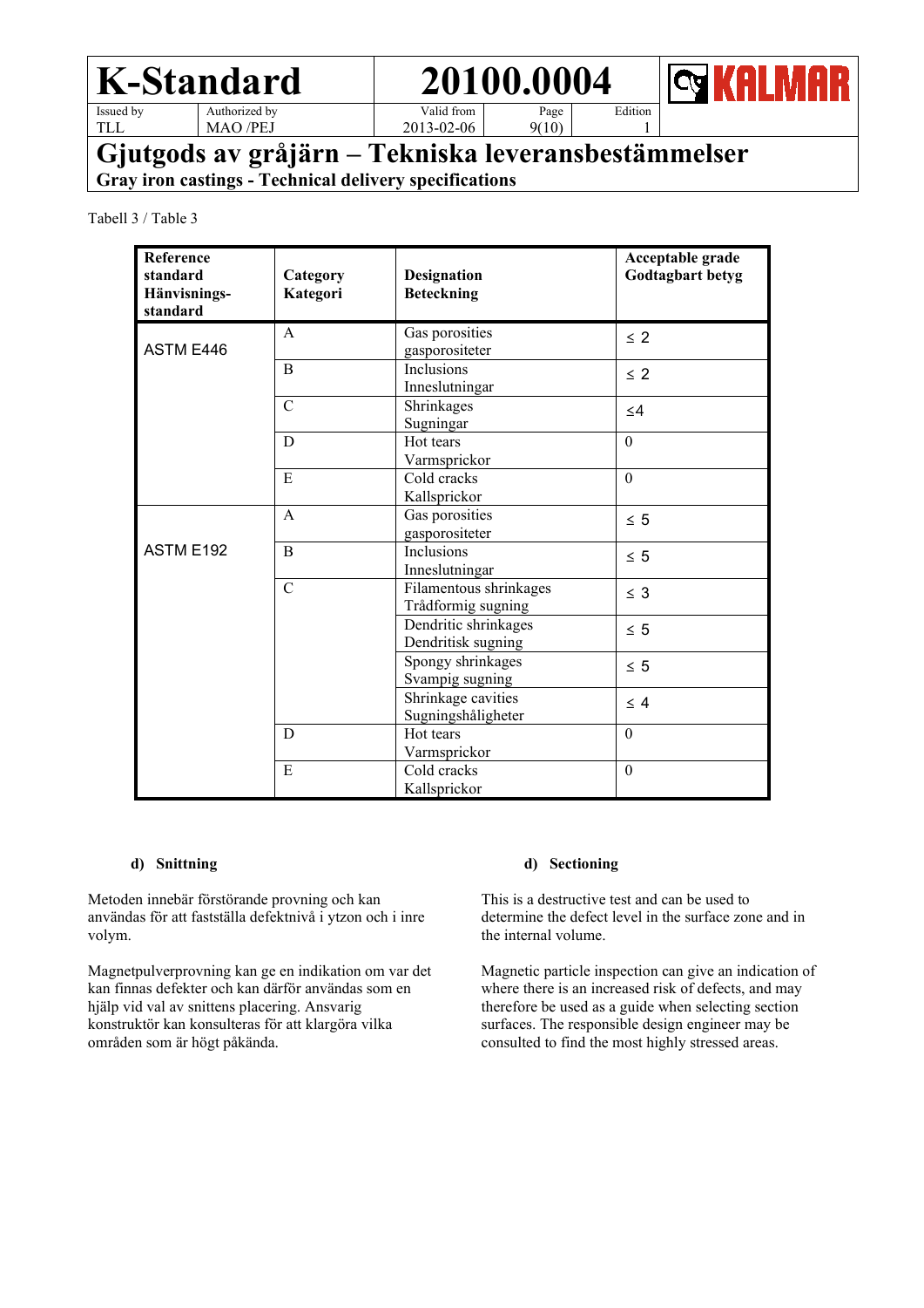Tabell 3 / Table 3

| Reference standard Hänvisnings-standard | Category Kategori | Designation Beteckning | Acceptable grade Godtagbart betyg |
|---|---|---|---|
| ASTM E446 | A | Gas porosities gasporositeter | ≤ 2 |
| | B | Inclusions Inneslutningar | ≤ 2 |
| | C | Shrinkages Sugningar | ≤4 |
| | D | Hot tears Varmsprickor | 0 |
| | E | Cold cracks Kallsprickor | 0 |
| ASTM E192 | A | Gas porosities gasporositeter | ≤ 5 |
| | B | Inclusions Inneslutningar | ≤ 5 |
| | C | Filamentous shrinkages Trådformig sugning | ≤ 3 |
| | | Dendritic shrinkages Dendritisk sugning | ≤ 5 |
| | | Spongy shrinkages Svampig sugning | ≤ 5 |
| | | Shrinkage cavities Sugningshåligheter | ≤ 4 |
| | D | Hot tears Varmsprickor | 0 |
| | E | Cold cracks Kallsprickor | 0 |

**d) Snittning**

Metoden innebär förstörande provning och kan användas för att fastställa defektnivå i ytzon och i inre volym.

Magnetpulverprovning kan ge en indikation om var det kan finnas defekter och kan därför användas som en hjälp vid val av snittens placering. Ansvarig konstruktör kan konsulteras för att klargöra vilka områden som är högt påkända.

**d) Sectioning**

This is a destructive test and can be used to determine the defect level in the surface zone and in the internal volume.

Magnetic particle inspection can give an indication of where there is an increased risk of defects, and may therefore be used as a guide when selecting section surfaces. The responsible design engineer may be consulted to find the most highly stressed areas.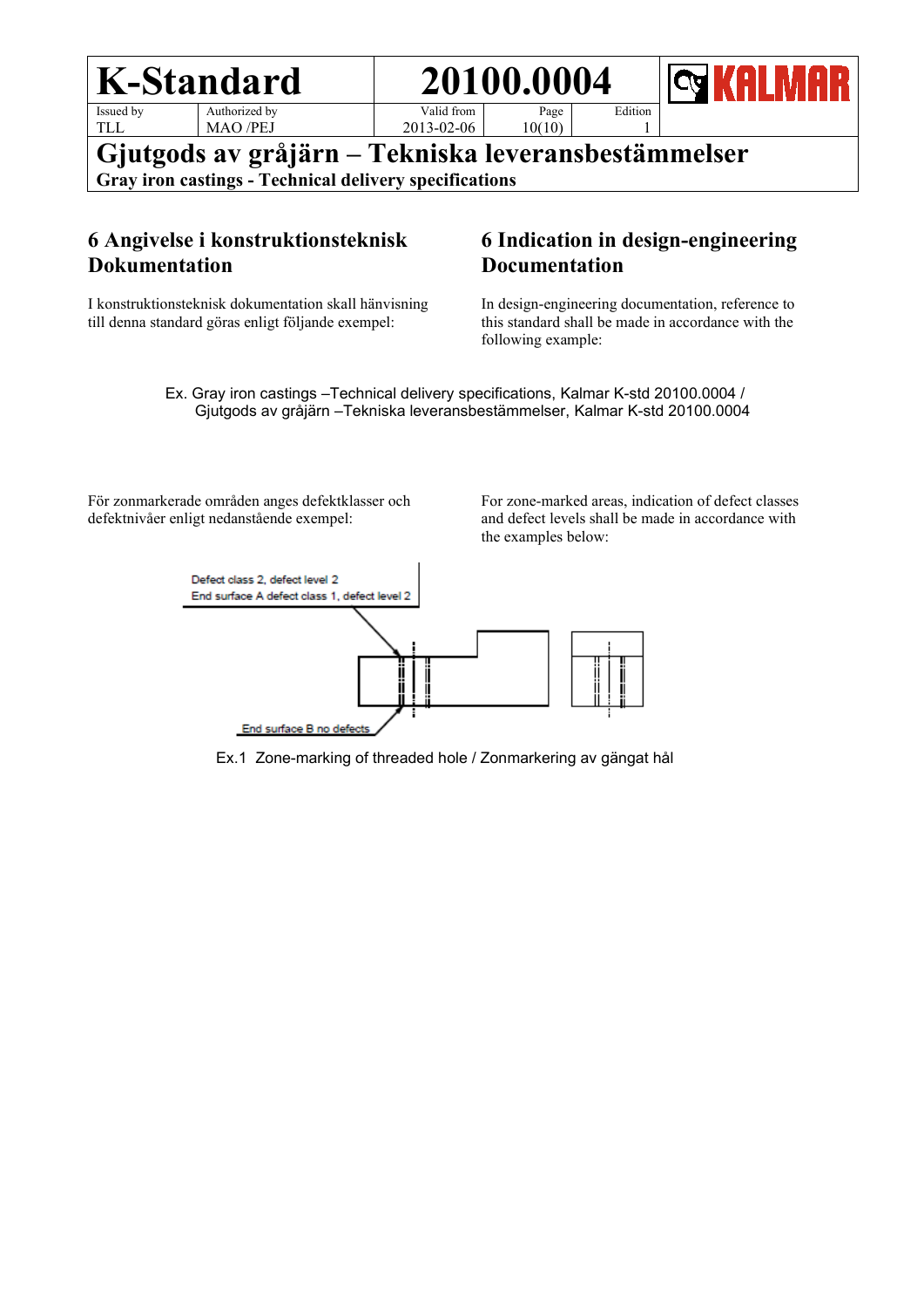## 6 Angivelse i konstruktionsteknisk Dokumentation

I konstruktionsteknisk dokumentation skall hänvisning till denna standard göras enligt följande exempel:

## 6 Indication in design-engineering Documentation

In design-engineering documentation, reference to this standard shall be made in accordance with the following example:

Ex. Gray iron castings –Technical delivery specifications, Kalmar K-std 20100.0004 / Gjutgods av gråjärn –Tekniska leveransbestämmelser, Kalmar K-std 20100.0004

För zonmarkerade områden anges defektklasser och defektnivåer enligt nedanstående exempel:

For zone-marked areas, indication of defect classes and defect levels shall be made in accordance with the examples below:

Defect class 2, defect level 2
End surface A defect class 1, defect level 2

End surface B no defects

Ex.1 Zone-marking of threaded hole / Zonmarkering av gängat hål